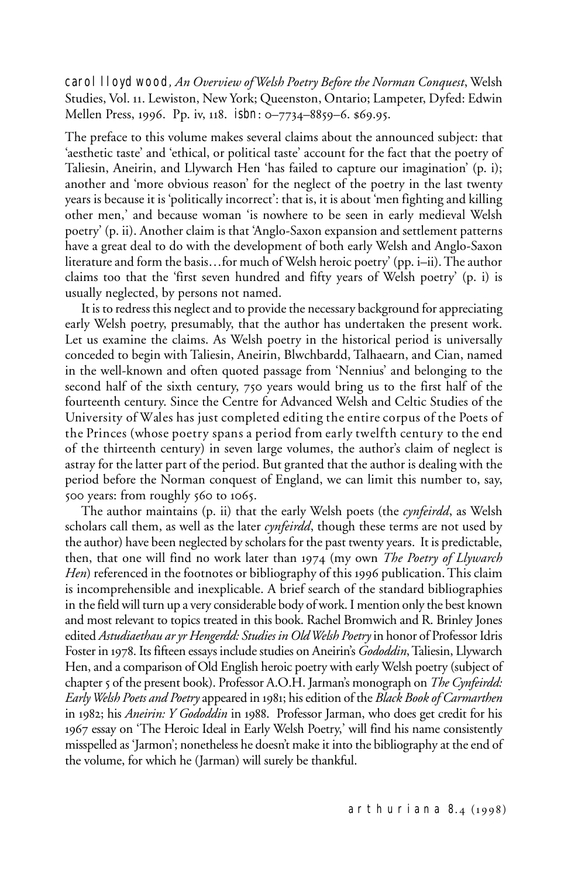carol lloyd wood, *An Overview of Welsh Poetry Before the Norman Conquest*, Welsh Studies, Vol. 11. Lewiston, New York; Queenston, Ontario; Lampeter, Dyfed: Edwin Mellen Press, 1996. Pp. iv, 118. isbn: 0–7734–8859–6. $69.95.

The preface to this volume makes several claims about the announced subject: that 'aesthetic taste' and 'ethical, or political taste' account for the fact that the poetry of Taliesin, Aneirin, and Llywarch Hen 'has failed to capture our imagination' (p. i); another and 'more obvious reason' for the neglect of the poetry in the last twenty years is because it is 'politically incorrect': that is, it is about 'men fighting and killing other men,' and because woman 'is nowhere to be seen in early medieval Welsh poetry' (p. ii). Another claim is that 'Anglo-Saxon expansion and settlement patterns have a great deal to do with the development of both early Welsh and Anglo-Saxon literature and form the basis…for much of Welsh heroic poetry' (pp. i–ii). The author claims too that the 'first seven hundred and fifty years of Welsh poetry' (p. i) is usually neglected, by persons not named.

It is to redress this neglect and to provide the necessary background for appreciating early Welsh poetry, presumably, that the author has undertaken the present work. Let us examine the claims. As Welsh poetry in the historical period is universally conceded to begin with Taliesin, Aneirin, Blwchbardd, Talhaearn, and Cian, named in the well-known and often quoted passage from 'Nennius' and belonging to the second half of the sixth century, 750 years would bring us to the first half of the fourteenth century. Since the Centre for Advanced Welsh and Celtic Studies of the University of Wales has just completed editing the entire corpus of the Poets of the Princes (whose poetry spans a period from early twelfth century to the end of the thirteenth century) in seven large volumes, the author's claim of neglect is astray for the latter part of the period. But granted that the author is dealing with the period before the Norman conquest of England, we can limit this number to, say, 500 years: from roughly 560 to 1065.

The author maintains (p. ii) that the early Welsh poets (the *cynfeirdd*, as Welsh scholars call them, as well as the later *cynfeirdd*, though these terms are not used by the author) have been neglected by scholars for the past twenty years. It is predictable, then, that one will find no work later than 1974 (my own *The Poetry of Llywarch Hen*) referenced in the footnotes or bibliography of this 1996 publication. This claim is incomprehensible and inexplicable. A brief search of the standard bibliographies in the field will turn up a very considerable body of work. I mention only the best known and most relevant to topics treated in this book. Rachel Bromwich and R. Brinley Jones edited *Astudiaethau ar yr Hengerdd: Studies in Old Welsh Poetry* in honor of Professor Idris Foster in 1978. Its fifteen essays include studies on Aneirin's *Gododdin*, Taliesin, Llywarch Hen, and a comparison of Old English heroic poetry with early Welsh poetry (subject of chapter 5 of the present book). Professor A.O.H. Jarman's monograph on *The Cynfeirdd: Early Welsh Poets and Poetry* appeared in 1981; his edition of the *Black Book of Carmarthen* in 1982; his *Aneirin: Y Gododdin* in 1988. Professor Jarman, who does get credit for his 1967 essay on 'The Heroic Ideal in Early Welsh Poetry,' will find his name consistently misspelled as 'Jarmon'; nonetheless he doesn't make it into the bibliography at the end of the volume, for which he (Jarman) will surely be thankful.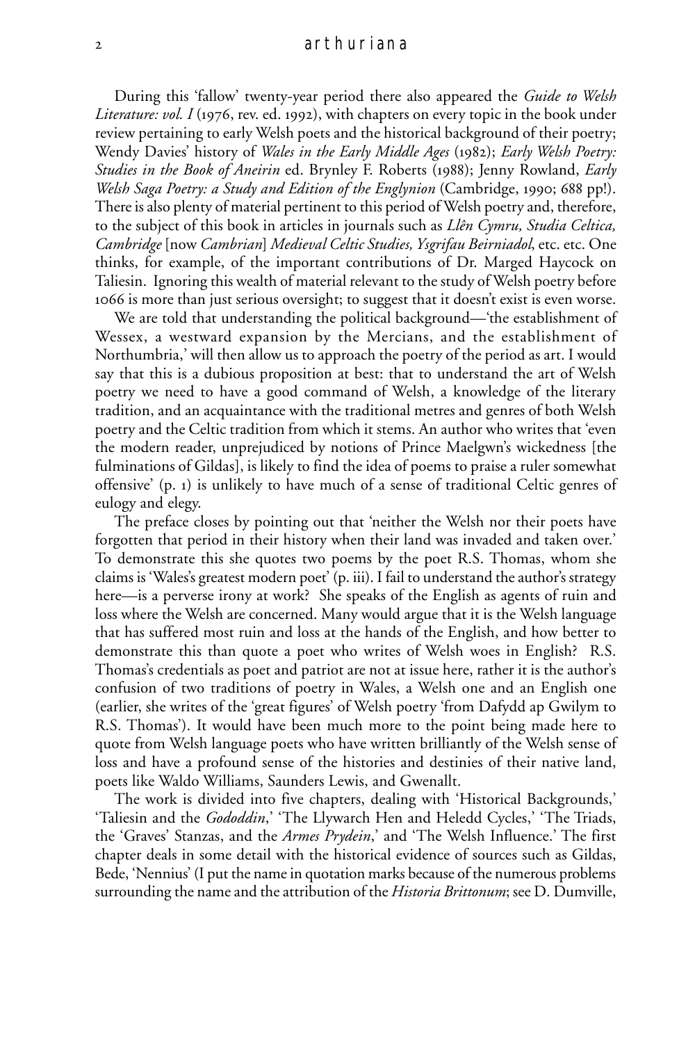During this 'fallow' twenty-year period there also appeared the *Guide to Welsh Literature: vol. I* (1976, rev. ed. 1992), with chapters on every topic in the book under review pertaining to early Welsh poets and the historical background of their poetry; Wendy Davies' history of *Wales in the Early Middle Ages* (1982); *Early Welsh Poetry: Studies in the Book of Aneirin* ed. Brynley F. Roberts (1988); Jenny Rowland, *Early Welsh Saga Poetry: a Study and Edition of the Englynion* (Cambridge, 1990; 688 pp!). There is also plenty of material pertinent to this period of Welsh poetry and, therefore, to the subject of this book in articles in journals such as *Llên Cymru, Studia Celtica, Cambridge* [now *Cambrian*] *Medieval Celtic Studies, Ysgrifau Beirniadol*, etc. etc. One thinks, for example, of the important contributions of Dr. Marged Haycock on Taliesin. Ignoring this wealth of material relevant to the study of Welsh poetry before 1066 is more than just serious oversight; to suggest that it doesn't exist is even worse.

We are told that understanding the political background—'the establishment of Wessex, a westward expansion by the Mercians, and the establishment of Northumbria,' will then allow us to approach the poetry of the period as art. I would say that this is a dubious proposition at best: that to understand the art of Welsh poetry we need to have a good command of Welsh, a knowledge of the literary tradition, and an acquaintance with the traditional metres and genres of both Welsh poetry and the Celtic tradition from which it stems. An author who writes that 'even the modern reader, unprejudiced by notions of Prince Maelgwn's wickedness [the fulminations of Gildas], is likely to find the idea of poems to praise a ruler somewhat offensive' (p. 1) is unlikely to have much of a sense of traditional Celtic genres of eulogy and elegy.

The preface closes by pointing out that 'neither the Welsh nor their poets have forgotten that period in their history when their land was invaded and taken over.' To demonstrate this she quotes two poems by the poet R.S. Thomas, whom she claims is 'Wales's greatest modern poet' (p. iii). I fail to understand the author's strategy here—is a perverse irony at work? She speaks of the English as agents of ruin and loss where the Welsh are concerned. Many would argue that it is the Welsh language that has suffered most ruin and loss at the hands of the English, and how better to demonstrate this than quote a poet who writes of Welsh woes in English? R.S. Thomas's credentials as poet and patriot are not at issue here, rather it is the author's confusion of two traditions of poetry in Wales, a Welsh one and an English one (earlier, she writes of the 'great figures' of Welsh poetry 'from Dafydd ap Gwilym to R.S. Thomas'). It would have been much more to the point being made here to quote from Welsh language poets who have written brilliantly of the Welsh sense of loss and have a profound sense of the histories and destinies of their native land, poets like Waldo Williams, Saunders Lewis, and Gwenallt.

The work is divided into five chapters, dealing with 'Historical Backgrounds,' 'Taliesin and the *Gododdin*,' 'The Llywarch Hen and Heledd Cycles,' 'The Triads, the 'Graves' Stanzas, and the *Armes Prydein*,' and 'The Welsh Influence.' The first chapter deals in some detail with the historical evidence of sources such as Gildas, Bede, 'Nennius' (I put the name in quotation marks because of the numerous problems surrounding the name and the attribution of the *Historia Brittonum*; see D. Dumville,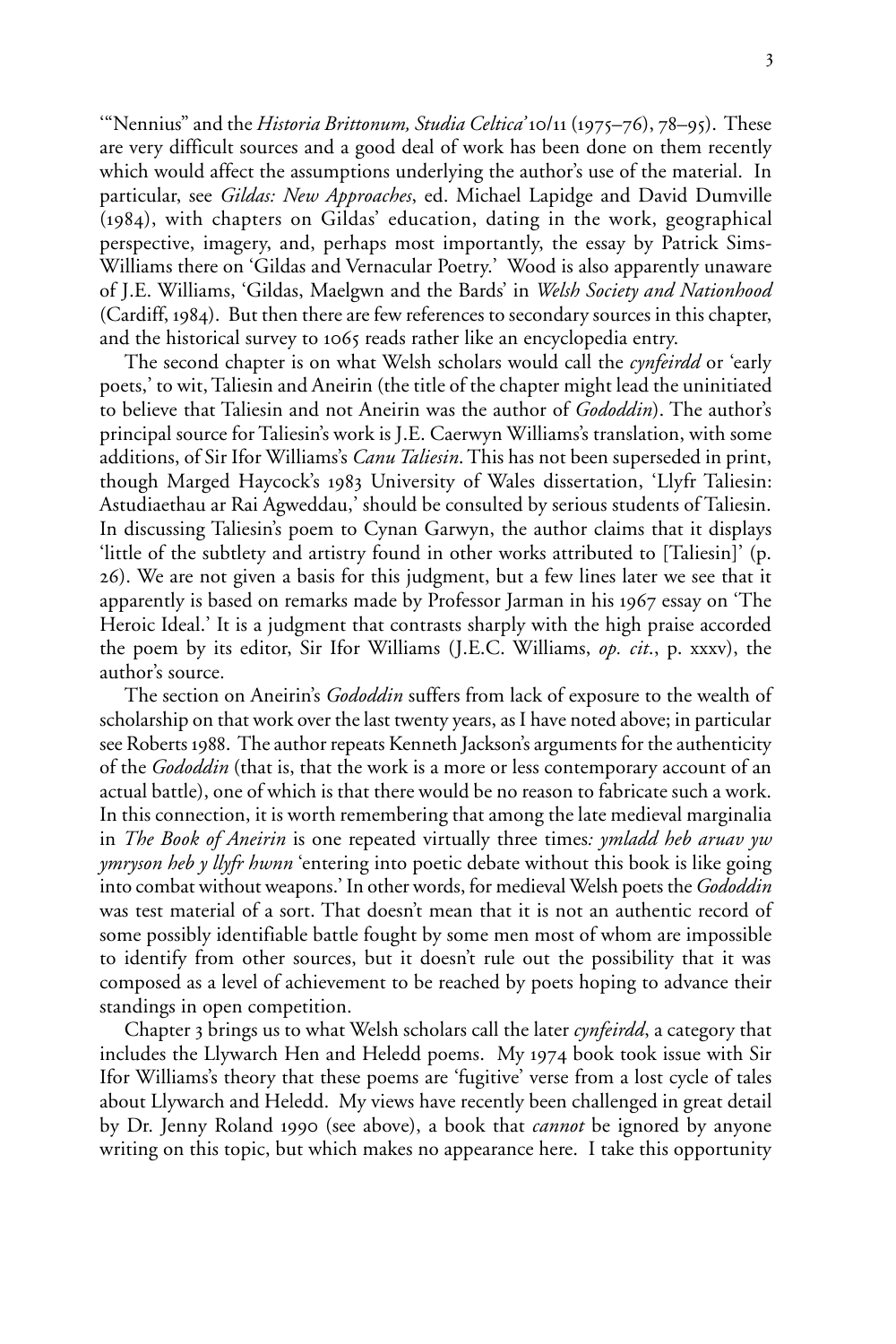'"Nennius" and the *Historia Brittonum, Studia Celtica'* 10/11 (1975–76), 78–95). These are very difficult sources and a good deal of work has been done on them recently which would affect the assumptions underlying the author's use of the material. In particular, see *Gildas: New Approaches*, ed. Michael Lapidge and David Dumville (1984), with chapters on Gildas' education, dating in the work, geographical perspective, imagery, and, perhaps most importantly, the essay by Patrick Sims-Williams there on 'Gildas and Vernacular Poetry.' Wood is also apparently unaware of J.E. Williams, 'Gildas, Maelgwn and the Bards' in *Welsh Society and Nationhood* (Cardiff, 1984). But then there are few references to secondary sources in this chapter, and the historical survey to 1065 reads rather like an encyclopedia entry.

The second chapter is on what Welsh scholars would call the *cynfeirdd* or 'early poets,' to wit, Taliesin and Aneirin (the title of the chapter might lead the uninitiated to believe that Taliesin and not Aneirin was the author of *Gododdin*). The author's principal source for Taliesin's work is J.E. Caerwyn Williams's translation, with some additions, of Sir Ifor Williams's *Canu Taliesin*. This has not been superseded in print, though Marged Haycock's 1983 University of Wales dissertation, 'Llyfr Taliesin: Astudiaethau ar Rai Agweddau,' should be consulted by serious students of Taliesin. In discussing Taliesin's poem to Cynan Garwyn, the author claims that it displays 'little of the subtlety and artistry found in other works attributed to [Taliesin]' (p. 26). We are not given a basis for this judgment, but a few lines later we see that it apparently is based on remarks made by Professor Jarman in his 1967 essay on 'The Heroic Ideal.' It is a judgment that contrasts sharply with the high praise accorded the poem by its editor, Sir Ifor Williams (J.E.C. Williams, *op. cit.*, p. xxxv), the author's source.

The section on Aneirin's *Gododdin* suffers from lack of exposure to the wealth of scholarship on that work over the last twenty years, as I have noted above; in particular see Roberts 1988. The author repeats Kenneth Jackson's arguments for the authenticity of the *Gododdin* (that is, that the work is a more or less contemporary account of an actual battle), one of which is that there would be no reason to fabricate such a work. In this connection, it is worth remembering that among the late medieval marginalia in *The Book of Aneirin* is one repeated virtually three times*: ymladd heb aruav yw ymryson heb y llyfr hwnn* 'entering into poetic debate without this book is like going into combat without weapons.' In other words, for medieval Welsh poets the *Gododdin* was test material of a sort. That doesn't mean that it is not an authentic record of some possibly identifiable battle fought by some men most of whom are impossible to identify from other sources, but it doesn't rule out the possibility that it was composed as a level of achievement to be reached by poets hoping to advance their standings in open competition.

Chapter 3 brings us to what Welsh scholars call the later *cynfeirdd*, a category that includes the Llywarch Hen and Heledd poems. My 1974 book took issue with Sir Ifor Williams's theory that these poems are 'fugitive' verse from a lost cycle of tales about Llywarch and Heledd. My views have recently been challenged in great detail by Dr. Jenny Roland 1990 (see above), a book that *cannot* be ignored by anyone writing on this topic, but which makes no appearance here. I take this opportunity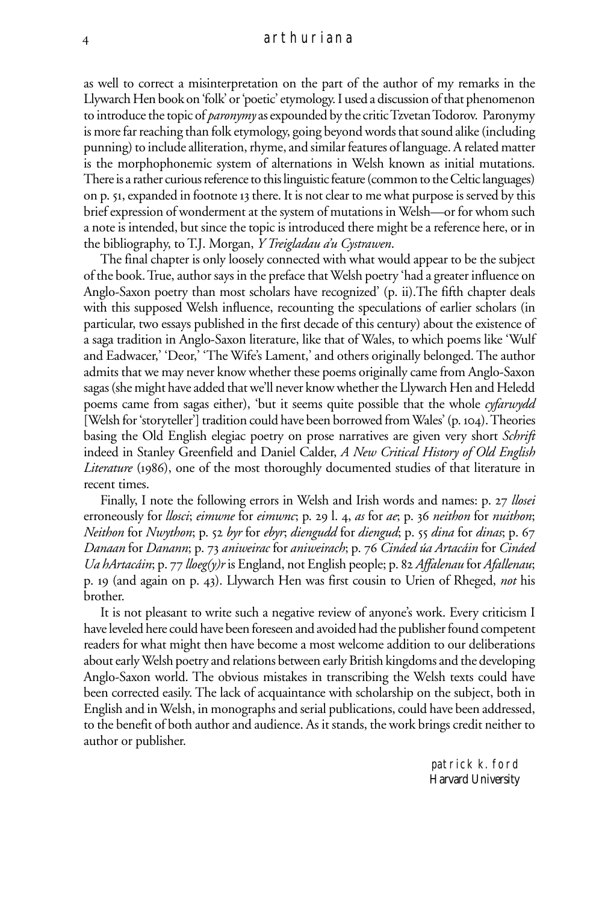as well to correct a misinterpretation on the part of the author of my remarks in the Llywarch Hen book on 'folk' or 'poetic' etymology. I used a discussion of that phenomenon to introduce the topic of *paronymy* as expounded by the critic Tzvetan Todorov. Paronymy is more far reaching than folk etymology, going beyond words that sound alike (including punning) to include alliteration, rhyme, and similar features of language. A related matter is the morphophonemic system of alternations in Welsh known as initial mutations. There is a rather curious reference to this linguistic feature (common to the Celtic languages) on p. 51, expanded in footnote 13 there. It is not clear to me what purpose is served by this brief expression of wonderment at the system of mutations in Welsh—or for whom such a note is intended, but since the topic is introduced there might be a reference here, or in the bibliography, to T.J. Morgan, *Y Treigladau a'u Cystrawen*.

The final chapter is only loosely connected with what would appear to be the subject of the book. True, author says in the preface that Welsh poetry 'had a greater influence on Anglo-Saxon poetry than most scholars have recognized' (p. ii). The fifth chapter deals with this supposed Welsh influence, recounting the speculations of earlier scholars (in particular, two essays published in the first decade of this century) about the existence of a saga tradition in Anglo-Saxon literature, like that of Wales, to which poems like 'Wulf and Eadwacer,' 'Deor,' 'The Wife's Lament,' and others originally belonged. The author admits that we may never know whether these poems originally came from Anglo-Saxon sagas (she might have added that we'll never know whether the Llywarch Hen and Heledd poems came from sagas either), 'but it seems quite possible that the whole *cyfarwydd* [Welsh for 'storyteller'] tradition could have been borrowed from Wales' (p. 104). Theories basing the Old English elegiac poetry on prose narratives are given very short *Schrift* indeed in Stanley Greenfield and Daniel Calder, *A New Critical History of Old English Literature* (1986), one of the most thoroughly documented studies of that literature in recent times.

Finally, I note the following errors in Welsh and Irish words and names: p. 27 *llosei* erroneously for *llosci*; *eimwne* for *eimwnc*; p. 29 l. 4, *as* for *ae*; p. 36 *neithon* for *nuithon*; *Neithon* for *Nwython*; p. 52 *byr* for *ebyr*; *diengudd* for *diengud*; p. 55 *dina* for *dinas*; p. 67 *Danaan* for *Danann*; p. 73 *aniweirac* for *aniweirach*; p. 76 *Cináed úa Artacáin* for *Cináed Ua hArtacáin*; p. 77 *lloeg(y)r* is England, not English people; p. 82 *Affalenau* for *Afallenau*; p. 19 (and again on p. 43). Llywarch Hen was first cousin to Urien of Rheged, *not* his brother.

It is not pleasant to write such a negative review of anyone's work. Every criticism I have leveled here could have been foreseen and avoided had the publisher found competent readers for what might then have become a most welcome addition to our deliberations about early Welsh poetry and relations between early British kingdoms and the developing Anglo-Saxon world. The obvious mistakes in transcribing the Welsh texts could have been corrected easily. The lack of acquaintance with scholarship on the subject, both in English and in Welsh, in monographs and serial publications, could have been addressed, to the benefit of both author and audience. As it stands, the work brings credit neither to author or publisher.

patrick k. ford
Harvard University